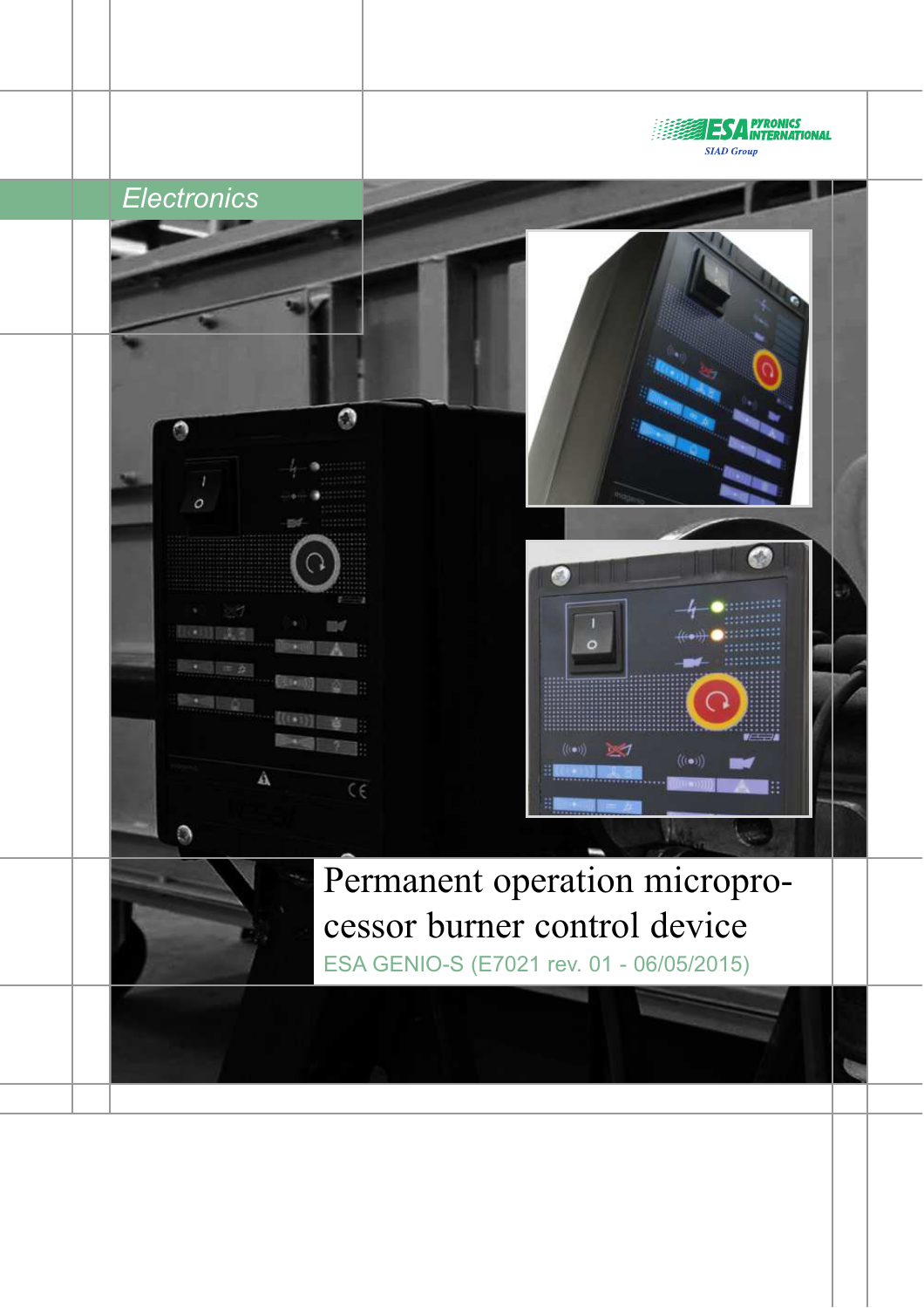ESA PYRONICS INTERNATIONAL

SIAD Group

Electronics

# Permanent operation microprocessor burner control device

ESA GENIO-S (E7021 rev. 01 - 06/05/2015)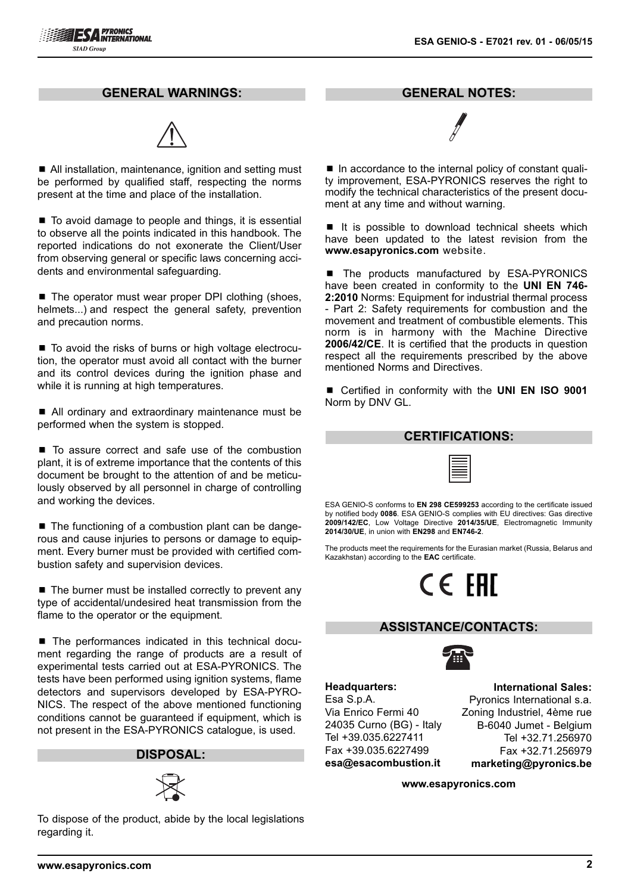## GENERAL WARNINGS:

■ All installation, maintenance, ignition and setting must be performed by qualified staff, respecting the norms present at the time and place of the installation.

■ To avoid damage to people and things, it is essential to observe all the points indicated in this handbook. The reported indications do not exonerate the Client/User from observing general or specific laws concerning accidents and environmental safeguarding.

■ The operator must wear proper DPI clothing (shoes, helmets...) and respect the general safety, prevention and precaution norms.

■ To avoid the risks of burns or high voltage electrocution, the operator must avoid all contact with the burner and its control devices during the ignition phase and while it is running at high temperatures.

■ All ordinary and extraordinary maintenance must be performed when the system is stopped.

■ To assure correct and safe use of the combustion plant, it is of extreme importance that the contents of this document be brought to the attention of and be meticulously observed by all personnel in charge of controlling and working the devices.

■ The functioning of a combustion plant can be dangerous and cause injuries to persons or damage to equipment. Every burner must be provided with certified combustion safety and supervision devices.

■ The burner must be installed correctly to prevent any type of accidental/undesired heat transmission from the flame to the operator or the equipment.

■ The performances indicated in this technical document regarding the range of products are a result of experimental tests carried out at ESA-PYRONICS. The tests have been performed using ignition systems, flame detectors and supervisors developed by ESA-PYRONICS. The respect of the above mentioned functioning conditions cannot be guaranteed if equipment, which is not present in the ESA-PYRONICS catalogue, is used.

## DISPOSAL:

To dispose of the product, abide by the local legislations regarding it.

## GENERAL NOTES:

■ In accordance to the internal policy of constant quality improvement, ESA-PYRONICS reserves the right to modify the technical characteristics of the present document at any time and without warning.

■ It is possible to download technical sheets which have been updated to the latest revision from the **www.esapyronics.com** website.

■ The products manufactured by ESA-PYRONICS have been created in conformity to the **UNI EN 746-2:2010** Norms: Equipment for industrial thermal process - Part 2: Safety requirements for combustion and the movement and treatment of combustible elements. This norm is in harmony with the Machine Directive **2006/42/CE**. It is certified that the products in question respect all the requirements prescribed by the above mentioned Norms and Directives.

■ Certified in conformity with the **UNI EN ISO 9001** Norm by DNV GL.

## CERTIFICATIONS:

ESA GENIO-S conforms to **EN 298 CE599253** according to the certificate issued by notified body **0086**. ESA GENIO-S complies with EU directives: Gas directive **2009/142/EC**, Low Voltage Directive **2014/35/UE**, Electromagnetic Immunity **2014/30/UE**, in union with **EN298** and **EN746-2**.

The products meet the requirements for the Eurasian market (Russia, Belarus and Kazakhstan) according to the **EAC** certificate.

CE EAC

## ASSISTANCE/CONTACTS:

**Headquarters:**
Esa S.p.A.
Via Enrico Fermi 40
24035 Curno (BG) - Italy
Tel +39.035.6227411
Fax +39.035.6227499
**esa@esacombustion.it**

**International Sales:**
Pyronics International s.a.
Zoning Industriel, 4ème rue
B-6040 Jumet - Belgium
Tel +32.71.256970
Fax +32.71.256979
**marketing@pyronics.be**

**www.esapyronics.com**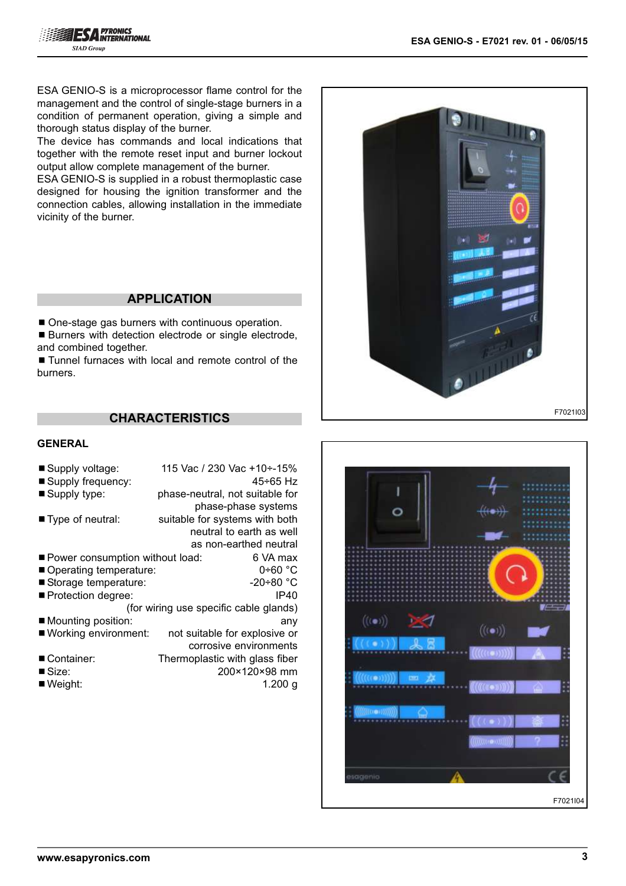ESA GENIO-S is a microprocessor flame control for the management and the control of single-stage burners in a condition of permanent operation, giving a simple and thorough status display of the burner.
The device has commands and local indications that together with the remote reset input and burner lockout output allow complete management of the burner.
ESA GENIO-S is supplied in a robust thermoplastic case designed for housing the ignition transformer and the connection cables, allowing installation in the immediate vicinity of the burner.

F7021I03

F7021I04

## APPLICATION

- One-stage gas burners with continuous operation.
- Burners with detection electrode or single electrode, and combined together.
- Tunnel furnaces with local and remote control of the burners.

## CHARACTERISTICS

### GENERAL

- Supply voltage: 115 Vac / 230 Vac +10÷-15%
- Supply frequency: 45÷65 Hz
- Supply type: phase-neutral, not suitable for phase-phase systems
- Type of neutral: suitable for systems with both neutral to earth as well as non-earthed neutral
- Power consumption without load: 6 VA max
- Operating temperature: 0÷60 °C
- Storage temperature: -20÷80 °C
- Protection degree: IP40 (for wiring use specific cable glands)
- Mounting position: any
- Working environment: not suitable for explosive or corrosive environments
- Container: Thermoplastic with glass fiber
- Size: 200×120×98 mm
- Weight: 1.200 g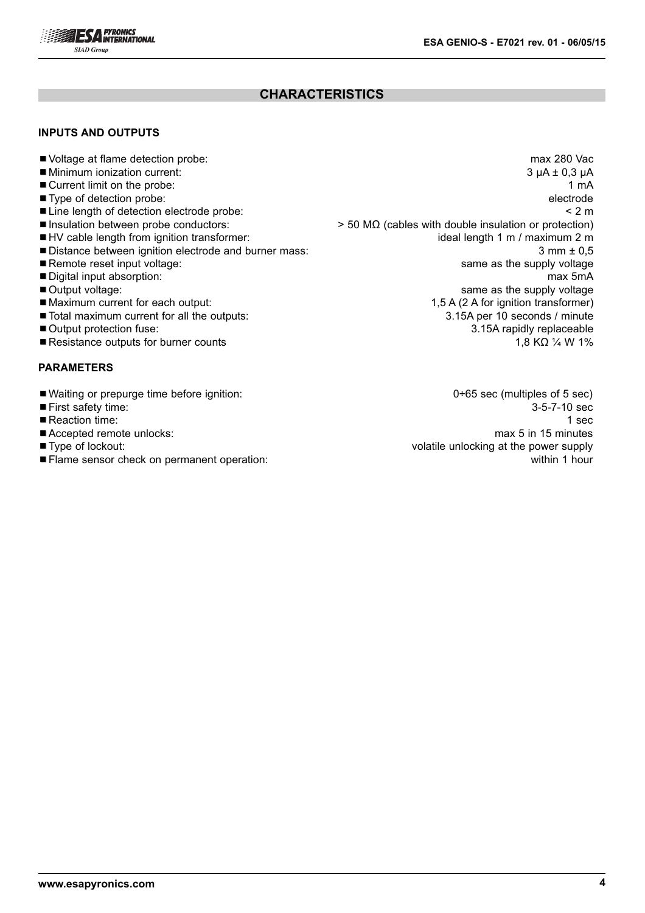## CHARACTERISTICS

### INPUTS AND OUTPUTS

- Voltage at flame detection probe: max 280 Vac
- Minimum ionization current: 3 μA ± 0,3 μA
- Current limit on the probe: 1 mA
- Type of detection probe: electrode
- Line length of detection electrode probe: < 2 m
- Insulation between probe conductors: > 50 MΩ (cables with double insulation or protection)
- HV cable length from ignition transformer: ideal length 1 m / maximum 2 m
- Distance between ignition electrode and burner mass: 3 mm ± 0,5
- Remote reset input voltage: same as the supply voltage
- Digital input absorption: max 5mA
- Output voltage: same as the supply voltage
- Maximum current for each output: 1,5 A (2 A for ignition transformer)
- Total maximum current for all the outputs: 3.15A per 10 seconds / minute
- Output protection fuse: 3.15A rapidly replaceable
- Resistance outputs for burner counts 1,8 KΩ ¼ W 1%

### PARAMETERS

- Waiting or prepurge time before ignition: 0÷65 sec (multiples of 5 sec)
- First safety time: 3-5-7-10 sec
- Reaction time: 1 sec
- Accepted remote unlocks: max 5 in 15 minutes
- Type of lockout: volatile unlocking at the power supply
- Flame sensor check on permanent operation: within 1 hour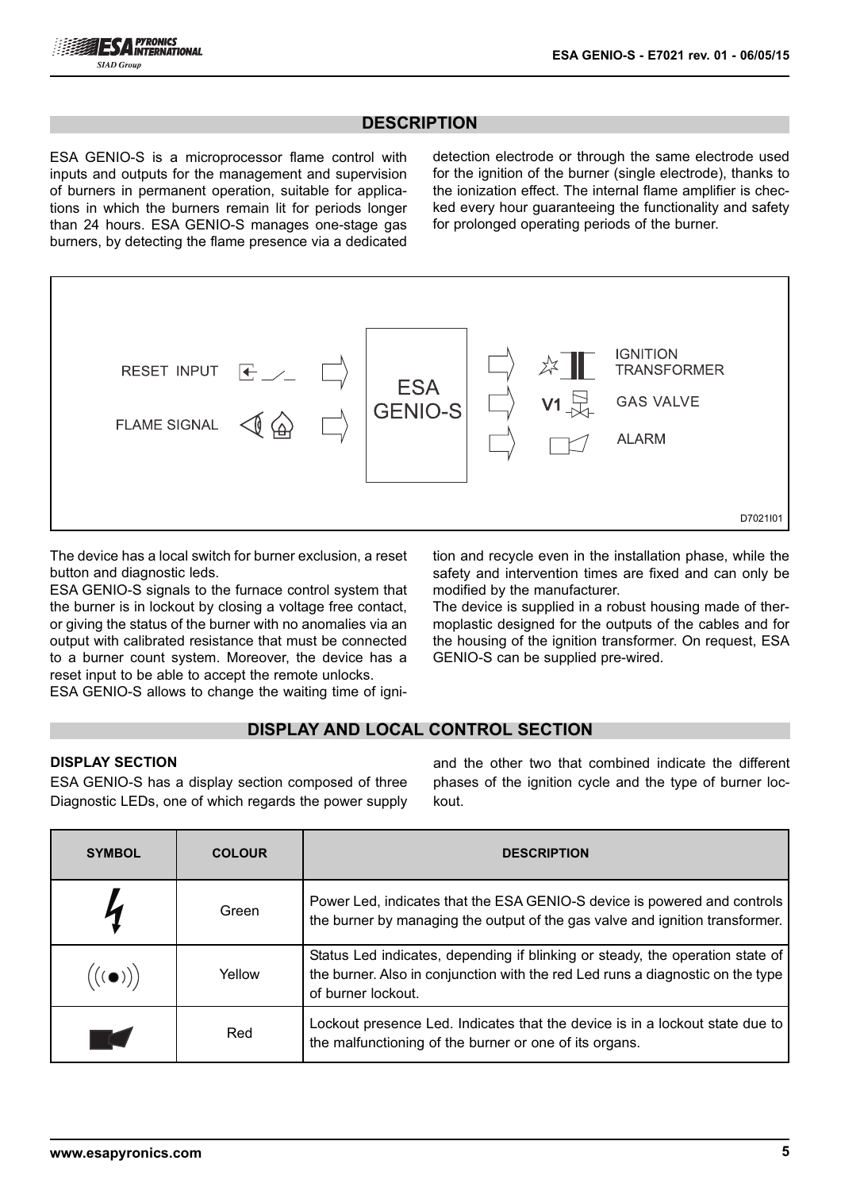## DESCRIPTION

ESA GENIO-S is a microprocessor flame control with inputs and outputs for the management and supervision of burners in permanent operation, suitable for applications in which the burners remain lit for periods longer than 24 hours. ESA GENIO-S manages one-stage gas burners, by detecting the flame presence via a dedicated detection electrode or through the same electrode used for the ignition of the burner (single electrode), thanks to the ionization effect. The internal flame amplifier is checked every hour guaranteeing the functionality and safety for prolonged operating periods of the burner.

RESET INPUT
FLAME SIGNAL
ESA GENIO-S
IGNITION TRANSFORMER
V1 GAS VALVE
ALARM

D7021I01

The device has a local switch for burner exclusion, a reset button and diagnostic leds.

ESA GENIO-S signals to the furnace control system that the burner is in lockout by closing a voltage free contact, or giving the status of the burner with no anomalies via an output with calibrated resistance that must be connected to a burner count system. Moreover, the device has a reset input to be able to accept the remote unlocks.

ESA GENIO-S allows to change the waiting time of ignition and recycle even in the installation phase, while the safety and intervention times are fixed and can only be modified by the manufacturer.

The device is supplied in a robust housing made of thermoplastic designed for the outputs of the cables and for the housing of the ignition transformer. On request, ESA GENIO-S can be supplied pre-wired.

## DISPLAY AND LOCAL CONTROL SECTION

### DISPLAY SECTION

ESA GENIO-S has a display section composed of three Diagnostic LEDs, one of which regards the power supply and the other two that combined indicate the different phases of the ignition cycle and the type of burner lockout.

| SYMBOL | COLOUR | DESCRIPTION |
|---|---|---|
| ϟ | Green | Power Led, indicates that the ESA GENIO-S device is powered and controls the burner by managing the output of the gas valve and ignition transformer. |
| ((( • ))) | Yellow | Status Led indicates, depending if blinking or steady, the operation state of the burner. Also in conjunction with the red Led runs a diagnostic on the type of burner lockout. |
| (alarm) | Red | Lockout presence Led. Indicates that the device is in a lockout state due to the malfunctioning of the burner or one of its organs. |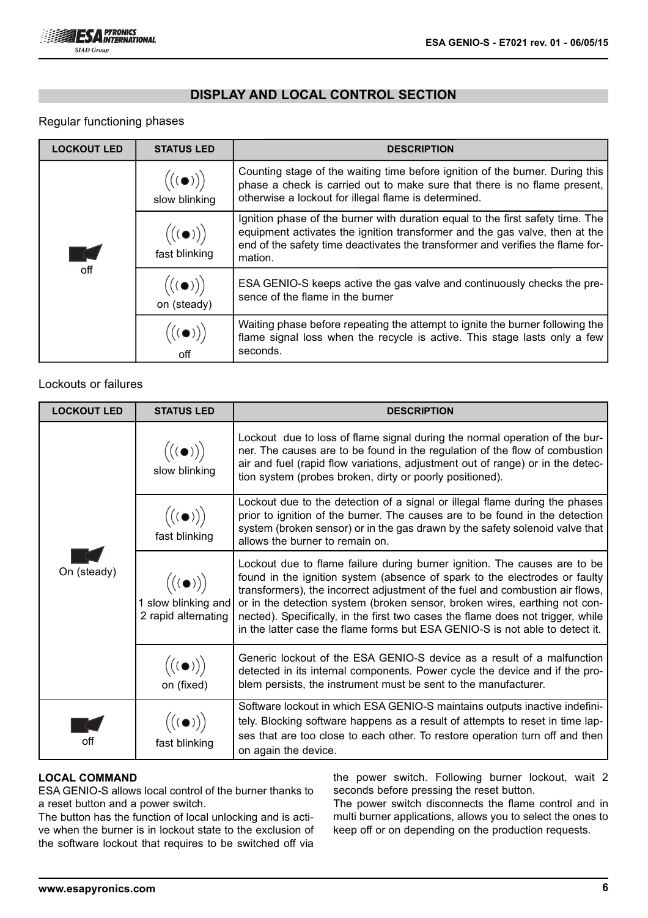## DISPLAY AND LOCAL CONTROL SECTION

Regular functioning phases

| LOCKOUT LED | STATUS LED | DESCRIPTION |
|---|---|---|
| off | slow blinking | Counting stage of the waiting time before ignition of the burner. During this phase a check is carried out to make sure that there is no flame present, otherwise a lockout for illegal flame is determined. |
| | fast blinking | Ignition phase of the burner with duration equal to the first safety time. The equipment activates the ignition transformer and the gas valve, then at the end of the safety time deactivates the transformer and verifies the flame formation. |
| | on (steady) | ESA GENIO-S keeps active the gas valve and continuously checks the presence of the flame in the burner |
| | off | Waiting phase before repeating the attempt to ignite the burner following the flame signal loss when the recycle is active. This stage lasts only a few seconds. |

Lockouts or failures

| LOCKOUT LED | STATUS LED | DESCRIPTION |
|---|---|---|
| On (steady) | slow blinking | Lockout due to loss of flame signal during the normal operation of the burner. The causes are to be found in the regulation of the flow of combustion air and fuel (rapid flow variations, adjustment out of range) or in the detection system (probes broken, dirty or poorly positioned). |
| | fast blinking | Lockout due to the detection of a signal or illegal flame during the phases prior to ignition of the burner. The causes are to be found in the detection system (broken sensor) or in the gas drawn by the safety solenoid valve that allows the burner to remain on. |
| | 1 slow blinking and 2 rapid alternating | Lockout due to flame failure during burner ignition. The causes are to be found in the ignition system (absence of spark to the electrodes or faulty transformers), the incorrect adjustment of the fuel and combustion air flows, or in the detection system (broken sensor, broken wires, earthing not connected). Specifically, in the first two cases the flame does not trigger, while in the latter case the flame forms but ESA GENIO-S is not able to detect it. |
| | on (fixed) | Generic lockout of the ESA GENIO-S device as a result of a malfunction detected in its internal components. Power cycle the device and if the problem persists, the instrument must be sent to the manufacturer. |
| off | fast blinking | Software lockout in which ESA GENIO-S maintains outputs inactive indefinitely. Blocking software happens as a result of attempts to reset in time lapses that are too close to each other. To restore operation turn off and then on again the device. |

**LOCAL COMMAND**

ESA GENIO-S allows local control of the burner thanks to a reset button and a power switch.

The button has the function of local unlocking and is active when the burner is in lockout state to the exclusion of the software lockout that requires to be switched off via the power switch. Following burner lockout, wait 2 seconds before pressing the reset button.

The power switch disconnects the flame control and in multi burner applications, allows you to select the ones to keep off or on depending on the production requests.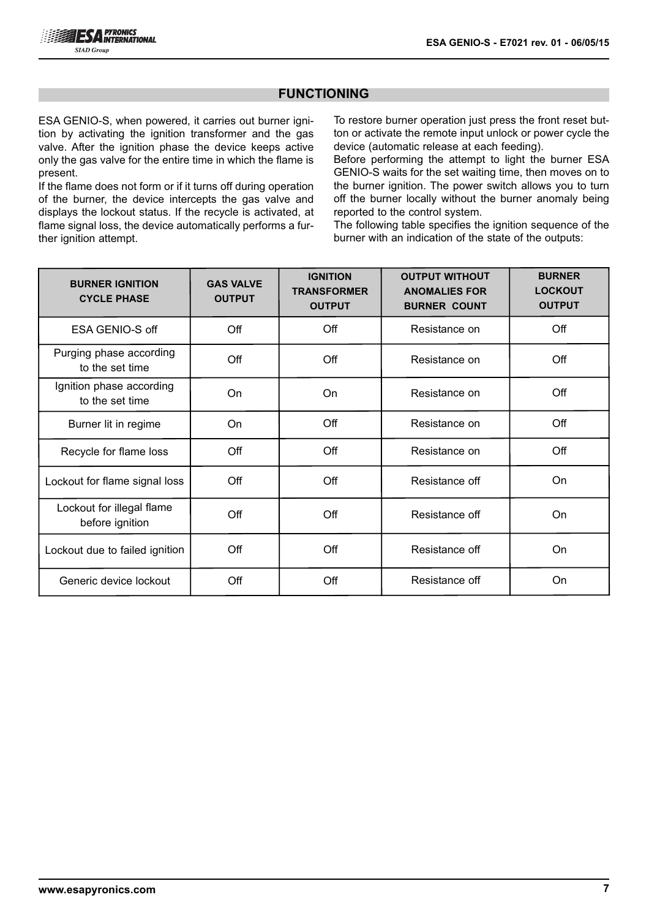## FUNCTIONING

ESA GENIO-S, when powered, it carries out burner ignition by activating the ignition transformer and the gas valve. After the ignition phase the device keeps active only the gas valve for the entire time in which the flame is present.

If the flame does not form or if it turns off during operation of the burner, the device intercepts the gas valve and displays the lockout status. If the recycle is activated, at flame signal loss, the device automatically performs a further ignition attempt.

To restore burner operation just press the front reset button or activate the remote input unlock or power cycle the device (automatic release at each feeding).

Before performing the attempt to light the burner ESA GENIO-S waits for the set waiting time, then moves on to the burner ignition. The power switch allows you to turn off the burner locally without the burner anomaly being reported to the control system.

The following table specifies the ignition sequence of the burner with an indication of the state of the outputs:

| BURNER IGNITION CYCLE PHASE | GAS VALVE OUTPUT | IGNITION TRANSFORMER OUTPUT | OUTPUT WITHOUT ANOMALIES FOR BURNER COUNT | BURNER LOCKOUT OUTPUT |
|---|---|---|---|---|
| ESA GENIO-S off | Off | Off | Resistance on | Off |
| Purging phase according to the set time | Off | Off | Resistance on | Off |
| Ignition phase according to the set time | On | On | Resistance on | Off |
| Burner lit in regime | On | Off | Resistance on | Off |
| Recycle for flame loss | Off | Off | Resistance on | Off |
| Lockout for flame signal loss | Off | Off | Resistance off | On |
| Lockout for illegal flame before ignition | Off | Off | Resistance off | On |
| Lockout due to failed ignition | Off | Off | Resistance off | On |
| Generic device lockout | Off | Off | Resistance off | On |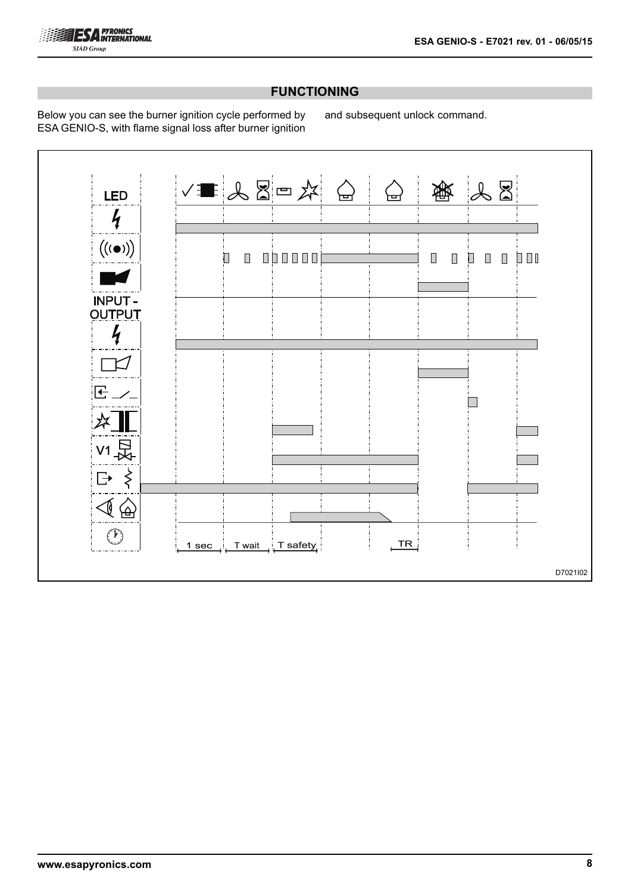## FUNCTIONING

Below you can see the burner ignition cycle performed by ESA GENIO-S, with flame signal loss after burner ignition and subsequent unlock command.

LED

INPUT - OUTPUT

V1

1 sec T wait T safety TR

D7021I02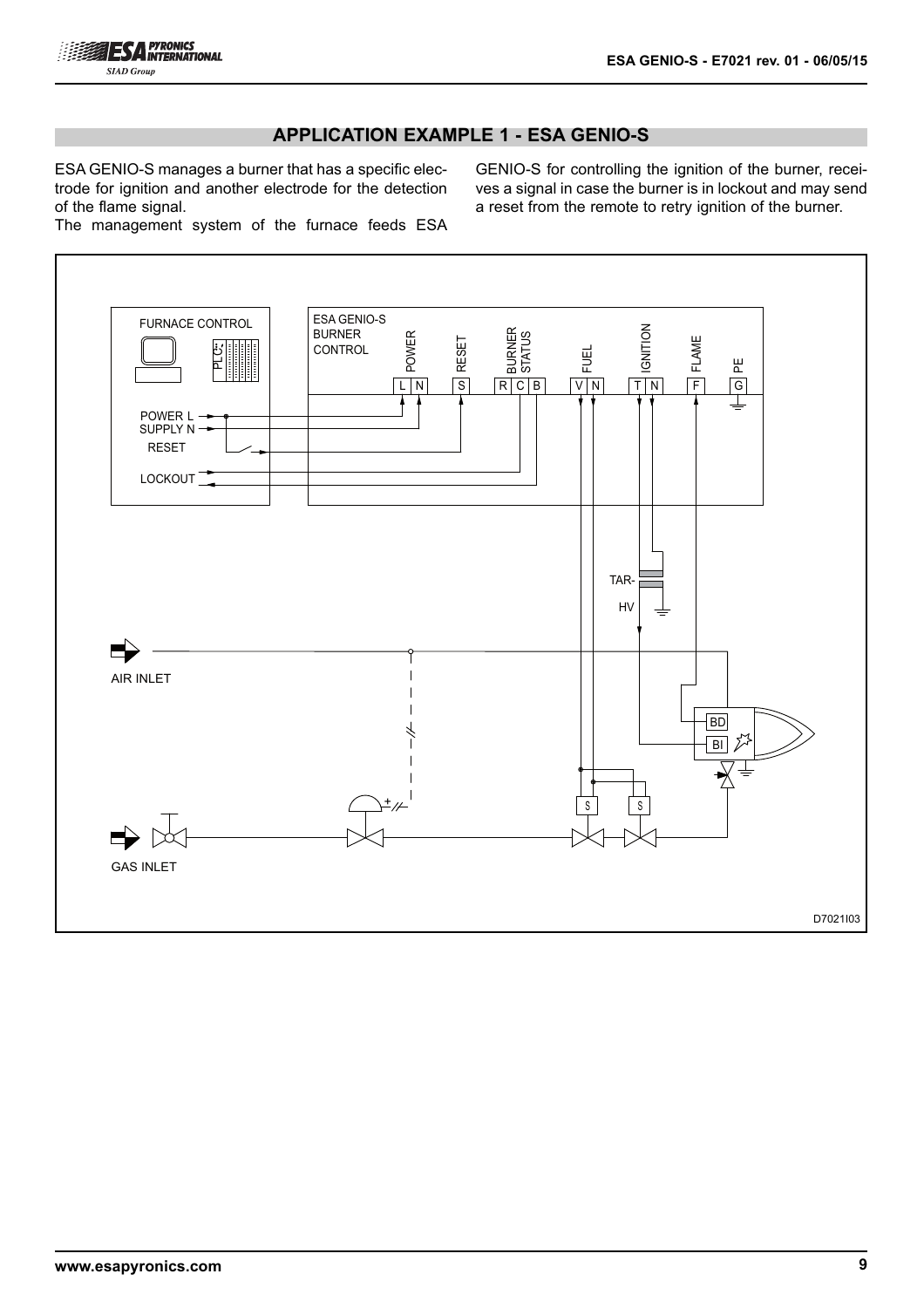## APPLICATION EXAMPLE 1 - ESA GENIO-S

ESA GENIO-S manages a burner that has a specific electrode for ignition and another electrode for the detection of the flame signal.

The management system of the furnace feeds ESA GENIO-S for controlling the ignition of the burner, receives a signal in case the burner is in lockout and may send a reset from the remote to retry ignition of the burner.

FURNACE CONTROL

PLC

POWER SUPPLY L N

RESET

LOCKOUT

ESA GENIO-S BURNER CONTROL

POWER L N

RESET S

BURNER STATUS R C B

FUEL V N

IGNITION T N

FLAME F

PE G

TAR-HV

AIR INLET

GAS INLET

BD

BI

S S

D7021I03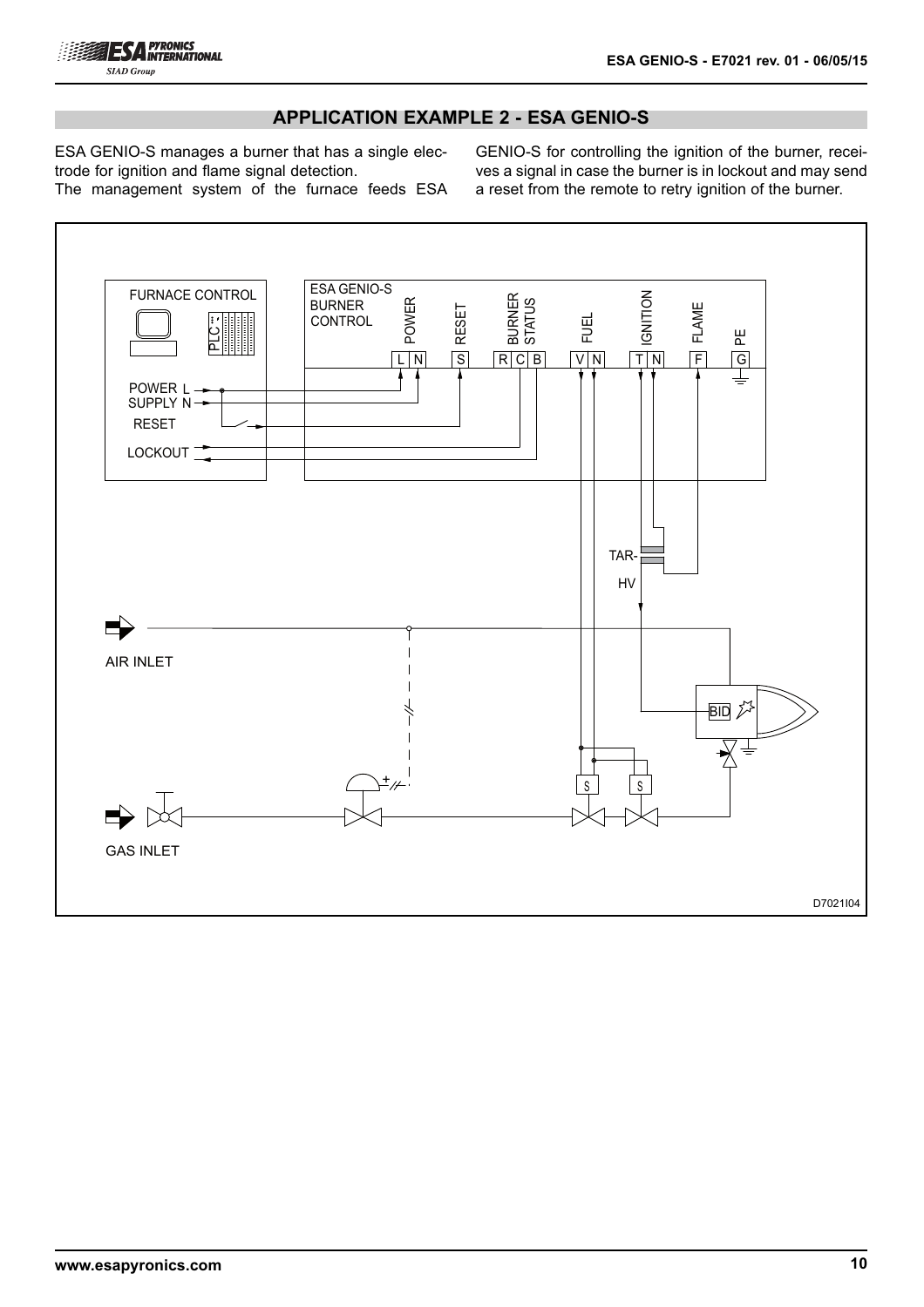## APPLICATION EXAMPLE 2 - ESA GENIO-S

ESA GENIO-S manages a burner that has a single electrode for ignition and flame signal detection.
The management system of the furnace feeds ESA GENIO-S for controlling the ignition of the burner, receives a signal in case the burner is in lockout and may send a reset from the remote to retry ignition of the burner.

FURNACE CONTROL

PLC

POWER SUPPLY L N

RESET

LOCKOUT

ESA GENIO-S BURNER CONTROL

POWER L N

RESET S

BURNER STATUS R C B

FUEL V N

IGNITION T N

FLAME F

PE G

TAR-HV

AIR INLET

BID

GAS INLET

D7021I04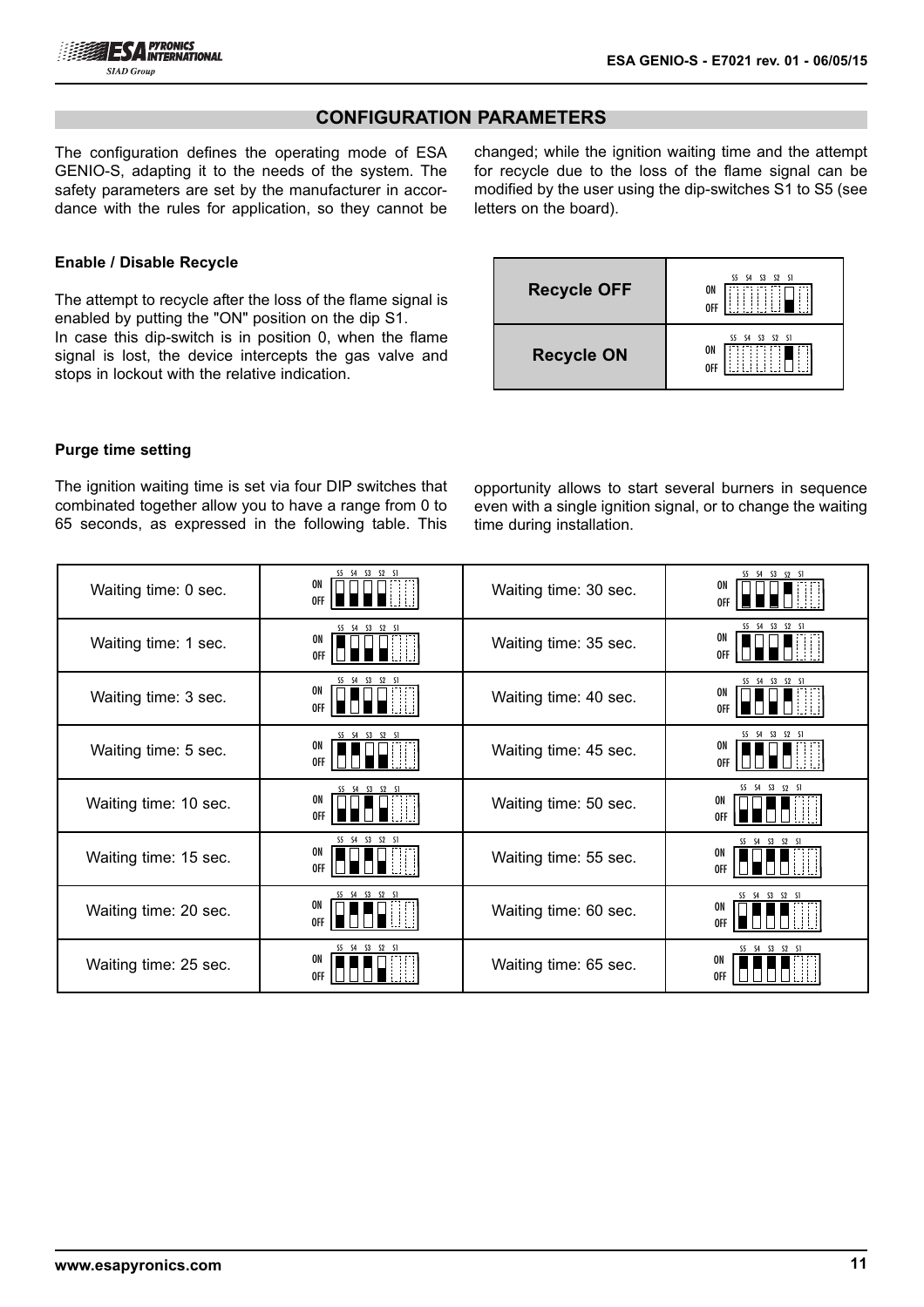## CONFIGURATION PARAMETERS

The configuration defines the operating mode of ESA GENIO-S, adapting it to the needs of the system. The safety parameters are set by the manufacturer in accordance with the rules for application, so they cannot be changed; while the ignition waiting time and the attempt for recycle due to the loss of the flame signal can be modified by the user using the dip-switches S1 to S5 (see letters on the board).

### Enable / Disable Recycle

The attempt to recycle after the loss of the flame signal is enabled by putting the "ON" position on the dip S1.
In case this dip-switch is in position 0, when the flame signal is lost, the device intercepts the gas valve and stops in lockout with the relative indication.

| | S5 | S4 | S3 | S2 | S1 |
|---|---|---|---|---|---|
| **Recycle OFF** | – | – | – | – | OFF |
| **Recycle ON** | – | – | – | – | ON |

### Purge time setting

The ignition waiting time is set via four DIP switches that combinated together allow you to have a range from 0 to 65 seconds, as expressed in the following table. This opportunity allows to start several burners in sequence even with a single ignition signal, or to change the waiting time during installation.

| | S5 | S4 | S3 | S2 | S1 |
|---|---|---|---|---|---|
| Waiting time: 0 sec. | OFF | OFF | OFF | OFF | – |
| Waiting time: 1 sec. | ON | OFF | OFF | OFF | – |
| Waiting time: 3 sec. | OFF | ON | OFF | OFF | – |
| Waiting time: 5 sec. | ON | ON | OFF | OFF | – |
| Waiting time: 10 sec. | OFF | OFF | ON | OFF | – |
| Waiting time: 15 sec. | ON | OFF | ON | OFF | – |
| Waiting time: 20 sec. | OFF | ON | ON | OFF | – |
| Waiting time: 25 sec. | ON | ON | ON | OFF | – |
| Waiting time: 30 sec. | OFF | OFF | OFF | ON | – |
| Waiting time: 35 sec. | ON | OFF | OFF | ON | – |
| Waiting time: 40 sec. | OFF | ON | OFF | ON | – |
| Waiting time: 45 sec. | ON | ON | OFF | ON | – |
| Waiting time: 50 sec. | OFF | OFF | ON | ON | – |
| Waiting time: 55 sec. | ON | OFF | ON | ON | – |
| Waiting time: 60 sec. | OFF | ON | ON | ON | – |
| Waiting time: 65 sec. | ON | ON | ON | ON | – |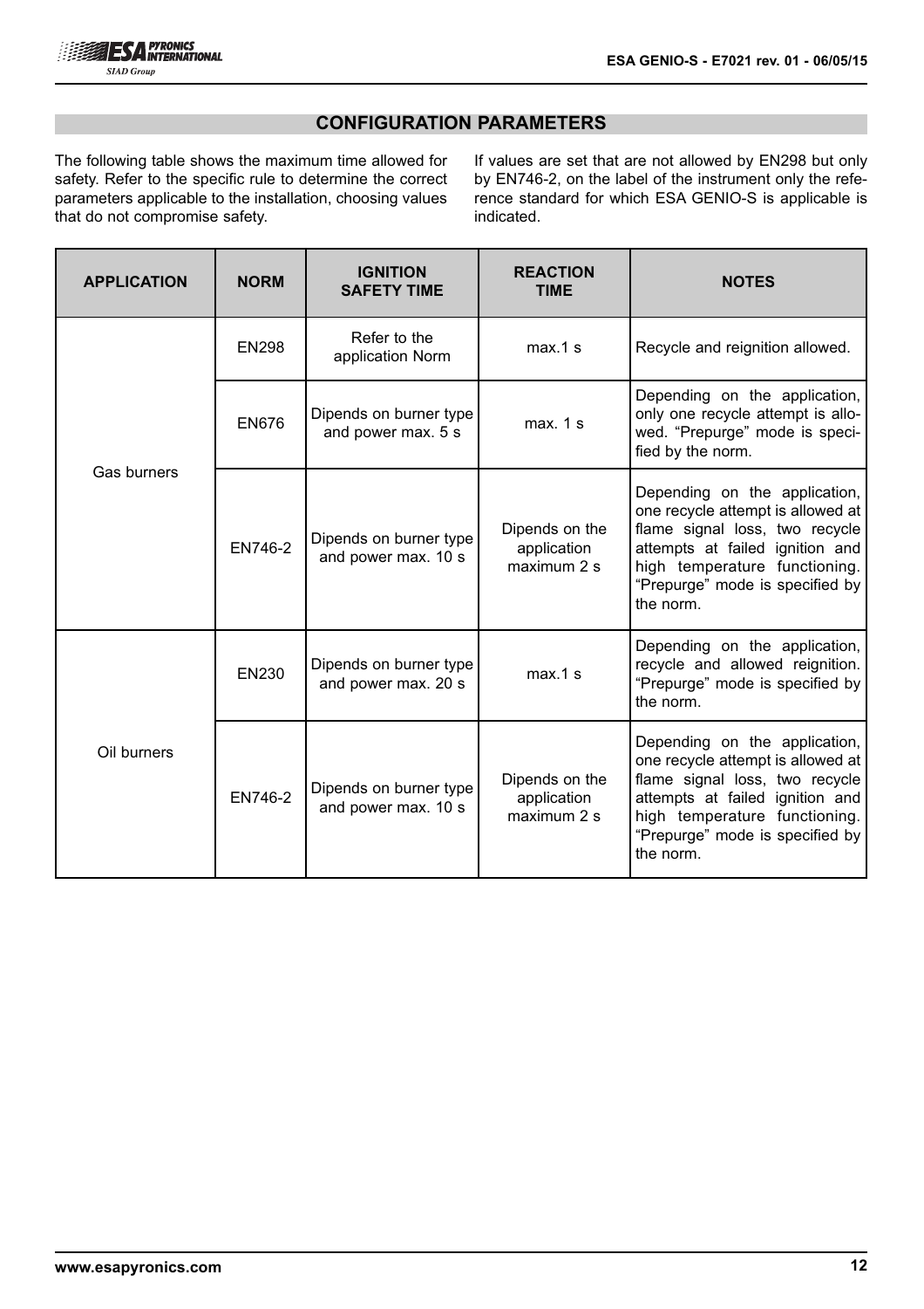## CONFIGURATION PARAMETERS

The following table shows the maximum time allowed for safety. Refer to the specific rule to determine the correct parameters applicable to the installation, choosing values that do not compromise safety.

If values are set that are not allowed by EN298 but only by EN746-2, on the label of the instrument only the reference standard for which ESA GENIO-S is applicable is indicated.

| APPLICATION | NORM | IGNITION SAFETY TIME | REACTION TIME | NOTES |
|---|---|---|---|---|
| Gas burners | EN298 | Refer to the application Norm | max.1 s | Recycle and reignition allowed. |
| | EN676 | Dipends on burner type and power max. 5 s | max. 1 s | Depending on the application, only one recycle attempt is allowed. “Prepurge” mode is specified by the norm. |
| | EN746-2 | Dipends on burner type and power max. 10 s | Dipends on the application maximum 2 s | Depending on the application, one recycle attempt is allowed at flame signal loss, two recycle attempts at failed ignition and high temperature functioning. “Prepurge” mode is specified by the norm. |
| Oil burners | EN230 | Dipends on burner type and power max. 20 s | max.1 s | Depending on the application, recycle and allowed reignition. “Prepurge” mode is specified by the norm. |
| | EN746-2 | Dipends on burner type and power max. 10 s | Dipends on the application maximum 2 s | Depending on the application, one recycle attempt is allowed at flame signal loss, two recycle attempts at failed ignition and high temperature functioning. “Prepurge” mode is specified by the norm. |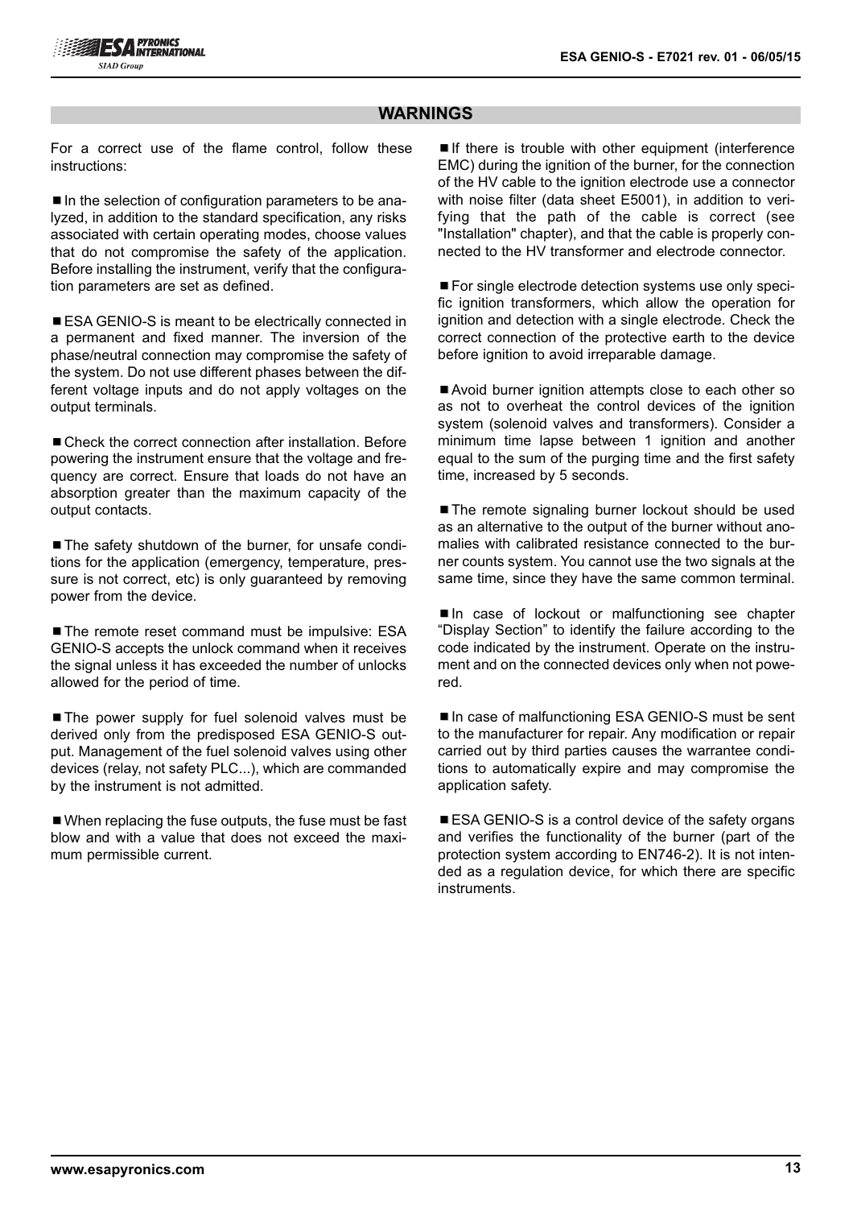## WARNINGS

For a correct use of the flame control, follow these instructions:

■ In the selection of configuration parameters to be analyzed, in addition to the standard specification, any risks associated with certain operating modes, choose values that do not compromise the safety of the application. Before installing the instrument, verify that the configuration parameters are set as defined.

■ ESA GENIO-S is meant to be electrically connected in a permanent and fixed manner. The inversion of the phase/neutral connection may compromise the safety of the system. Do not use different phases between the different voltage inputs and do not apply voltages on the output terminals.

■ Check the correct connection after installation. Before powering the instrument ensure that the voltage and frequency are correct. Ensure that loads do not have an absorption greater than the maximum capacity of the output contacts.

■ The safety shutdown of the burner, for unsafe conditions for the application (emergency, temperature, pressure is not correct, etc) is only guaranteed by removing power from the device.

■ The remote reset command must be impulsive: ESA GENIO-S accepts the unlock command when it receives the signal unless it has exceeded the number of unlocks allowed for the period of time.

■ The power supply for fuel solenoid valves must be derived only from the predisposed ESA GENIO-S output. Management of the fuel solenoid valves using other devices (relay, not safety PLC...), which are commanded by the instrument is not admitted.

■ When replacing the fuse outputs, the fuse must be fast blow and with a value that does not exceed the maximum permissible current.

■ If there is trouble with other equipment (interference EMC) during the ignition of the burner, for the connection of the HV cable to the ignition electrode use a connector with noise filter (data sheet E5001), in addition to verifying that the path of the cable is correct (see "Installation" chapter), and that the cable is properly connected to the HV transformer and electrode connector.

■ For single electrode detection systems use only specific ignition transformers, which allow the operation for ignition and detection with a single electrode. Check the correct connection of the protective earth to the device before ignition to avoid irreparable damage.

■ Avoid burner ignition attempts close to each other so as not to overheat the control devices of the ignition system (solenoid valves and transformers). Consider a minimum time lapse between 1 ignition and another equal to the sum of the purging time and the first safety time, increased by 5 seconds.

■ The remote signaling burner lockout should be used as an alternative to the output of the burner without anomalies with calibrated resistance connected to the burner counts system. You cannot use the two signals at the same time, since they have the same common terminal.

■ In case of lockout or malfunctioning see chapter "Display Section" to identify the failure according to the code indicated by the instrument. Operate on the instrument and on the connected devices only when not powered.

■ In case of malfunctioning ESA GENIO-S must be sent to the manufacturer for repair. Any modification or repair carried out by third parties causes the warrantee conditions to automatically expire and may compromise the application safety.

■ ESA GENIO-S is a control device of the safety organs and verifies the functionality of the burner (part of the protection system according to EN746-2). It is not intended as a regulation device, for which there are specific instruments.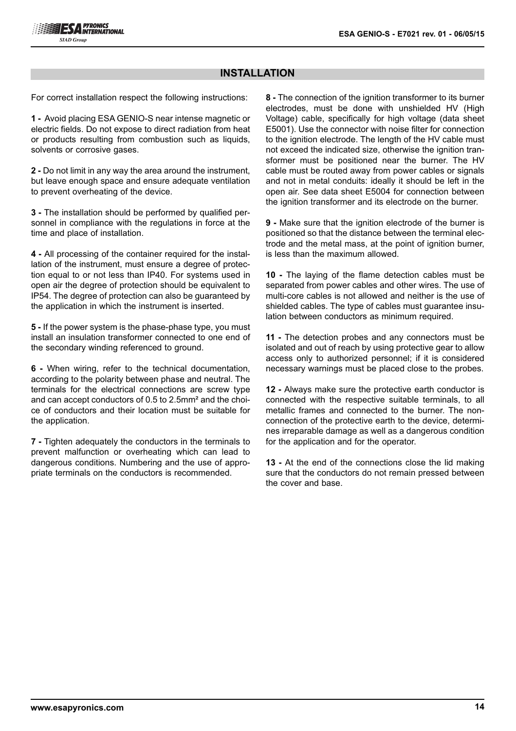## INSTALLATION

For correct installation respect the following instructions:

**1 -** Avoid placing ESA GENIO-S near intense magnetic or electric fields. Do not expose to direct radiation from heat or products resulting from combustion such as liquids, solvents or corrosive gases.

**2 -** Do not limit in any way the area around the instrument, but leave enough space and ensure adequate ventilation to prevent overheating of the device.

**3 -** The installation should be performed by qualified personnel in compliance with the regulations in force at the time and place of installation.

**4 -** All processing of the container required for the installation of the instrument, must ensure a degree of protection equal to or not less than IP40. For systems used in open air the degree of protection should be equivalent to IP54. The degree of protection can also be guaranteed by the application in which the instrument is inserted.

**5 -** If the power system is the phase-phase type, you must install an insulation transformer connected to one end of the secondary winding referenced to ground.

**6 -** When wiring, refer to the technical documentation, according to the polarity between phase and neutral. The terminals for the electrical connections are screw type and can accept conductors of 0.5 to 2.5mm² and the choice of conductors and their location must be suitable for the application.

**7 -** Tighten adequately the conductors in the terminals to prevent malfunction or overheating which can lead to dangerous conditions. Numbering and the use of appropriate terminals on the conductors is recommended.

**8 -** The connection of the ignition transformer to its burner electrodes, must be done with unshielded HV (High Voltage) cable, specifically for high voltage (data sheet E5001). Use the connector with noise filter for connection to the ignition electrode. The length of the HV cable must not exceed the indicated size, otherwise the ignition transformer must be positioned near the burner. The HV cable must be routed away from power cables or signals and not in metal conduits: ideally it should be left in the open air. See data sheet E5004 for connection between the ignition transformer and its electrode on the burner.

**9 -** Make sure that the ignition electrode of the burner is positioned so that the distance between the terminal electrode and the metal mass, at the point of ignition burner, is less than the maximum allowed.

**10 -** The laying of the flame detection cables must be separated from power cables and other wires. The use of multi-core cables is not allowed and neither is the use of shielded cables. The type of cables must guarantee insulation between conductors as minimum required.

**11 -** The detection probes and any connectors must be isolated and out of reach by using protective gear to allow access only to authorized personnel; if it is considered necessary warnings must be placed close to the probes.

**12 -** Always make sure the protective earth conductor is connected with the respective suitable terminals, to all metallic frames and connected to the burner. The non-connection of the protective earth to the device, determines irreparable damage as well as a dangerous condition for the application and for the operator.

**13 -** At the end of the connections close the lid making sure that the conductors do not remain pressed between the cover and base.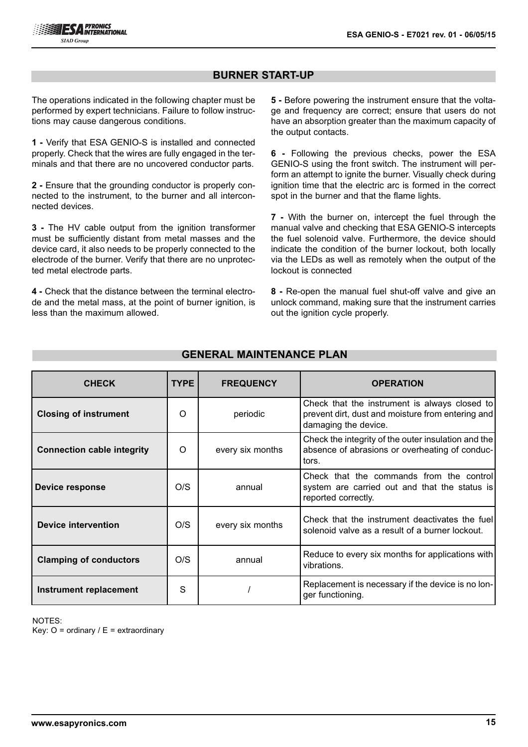## BURNER START-UP

The operations indicated in the following chapter must be performed by expert technicians. Failure to follow instructions may cause dangerous conditions.

**1 -** Verify that ESA GENIO-S is installed and connected properly. Check that the wires are fully engaged in the terminals and that there are no uncovered conductor parts.

**2 -** Ensure that the grounding conductor is properly connected to the instrument, to the burner and all interconnected devices.

**3 -** The HV cable output from the ignition transformer must be sufficiently distant from metal masses and the device card, it also needs to be properly connected to the electrode of the burner. Verify that there are no unprotected metal electrode parts.

**4 -** Check that the distance between the terminal electrode and the metal mass, at the point of burner ignition, is less than the maximum allowed.

**5 -** Before powering the instrument ensure that the voltage and frequency are correct; ensure that users do not have an absorption greater than the maximum capacity of the output contacts.

**6 -** Following the previous checks, power the ESA GENIO-S using the front switch. The instrument will perform an attempt to ignite the burner. Visually check during ignition time that the electric arc is formed in the correct spot in the burner and that the flame lights.

**7 -** With the burner on, intercept the fuel through the manual valve and checking that ESA GENIO-S intercepts the fuel solenoid valve. Furthermore, the device should indicate the condition of the burner lockout, both locally via the LEDs as well as remotely when the output of the lockout is connected

**8 -** Re-open the manual fuel shut-off valve and give an unlock command, making sure that the instrument carries out the ignition cycle properly.

## GENERAL MAINTENANCE PLAN

| CHECK | TYPE | FREQUENCY | OPERATION |
|---|---|---|---|
| **Closing of instrument** | O | periodic | Check that the instrument is always closed to prevent dirt, dust and moisture from entering and damaging the device. |
| **Connection cable integrity** | O | every six months | Check the integrity of the outer insulation and the absence of abrasions or overheating of conductors. |
| **Device response** | O/S | annual | Check that the commands from the control system are carried out and that the status is reported correctly. |
| **Device intervention** | O/S | every six months | Check that the instrument deactivates the fuel solenoid valve as a result of a burner lockout. |
| **Clamping of conductors** | O/S | annual | Reduce to every six months for applications with vibrations. |
| **Instrument replacement** | S | / | Replacement is necessary if the device is no longer functioning. |

NOTES:
Key: O = ordinary / E = extraordinary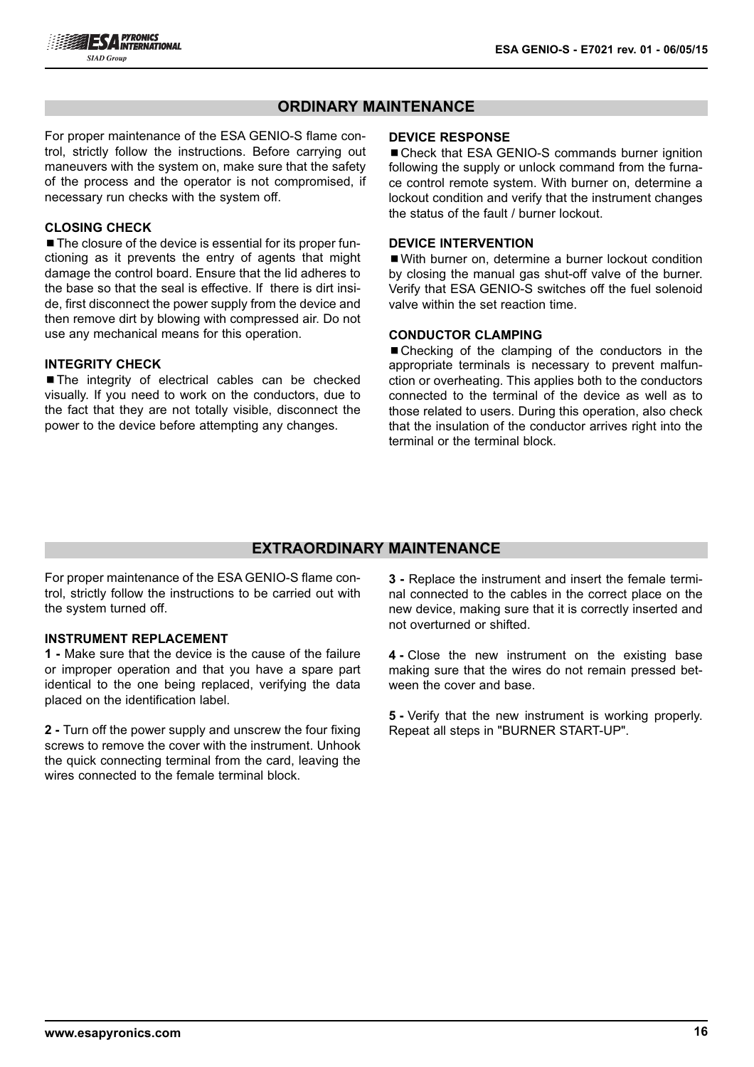## ORDINARY MAINTENANCE

For proper maintenance of the ESA GENIO-S flame control, strictly follow the instructions. Before carrying out maneuvers with the system on, make sure that the safety of the process and the operator is not compromised, if necessary run checks with the system off.

### CLOSING CHECK

■ The closure of the device is essential for its proper functioning as it prevents the entry of agents that might damage the control board. Ensure that the lid adheres to the base so that the seal is effective. If there is dirt inside, first disconnect the power supply from the device and then remove dirt by blowing with compressed air. Do not use any mechanical means for this operation.

### INTEGRITY CHECK

■ The integrity of electrical cables can be checked visually. If you need to work on the conductors, due to the fact that they are not totally visible, disconnect the power to the device before attempting any changes.

### DEVICE RESPONSE

■ Check that ESA GENIO-S commands burner ignition following the supply or unlock command from the furnace control remote system. With burner on, determine a lockout condition and verify that the instrument changes the status of the fault / burner lockout.

### DEVICE INTERVENTION

■ With burner on, determine a burner lockout condition by closing the manual gas shut-off valve of the burner. Verify that ESA GENIO-S switches off the fuel solenoid valve within the set reaction time.

### CONDUCTOR CLAMPING

■ Checking of the clamping of the conductors in the appropriate terminals is necessary to prevent malfunction or overheating. This applies both to the conductors connected to the terminal of the device as well as to those related to users. During this operation, also check that the insulation of the conductor arrives right into the terminal or the terminal block.

## EXTRAORDINARY MAINTENANCE

For proper maintenance of the ESA GENIO-S flame control, strictly follow the instructions to be carried out with the system turned off.

### INSTRUMENT REPLACEMENT

**1 -** Make sure that the device is the cause of the failure or improper operation and that you have a spare part identical to the one being replaced, verifying the data placed on the identification label.

**2 -** Turn off the power supply and unscrew the four fixing screws to remove the cover with the instrument. Unhook the quick connecting terminal from the card, leaving the wires connected to the female terminal block.

**3 -** Replace the instrument and insert the female terminal connected to the cables in the correct place on the new device, making sure that it is correctly inserted and not overturned or shifted.

**4 -** Close the new instrument on the existing base making sure that the wires do not remain pressed between the cover and base.

**5 -** Verify that the new instrument is working properly. Repeat all steps in "BURNER START-UP".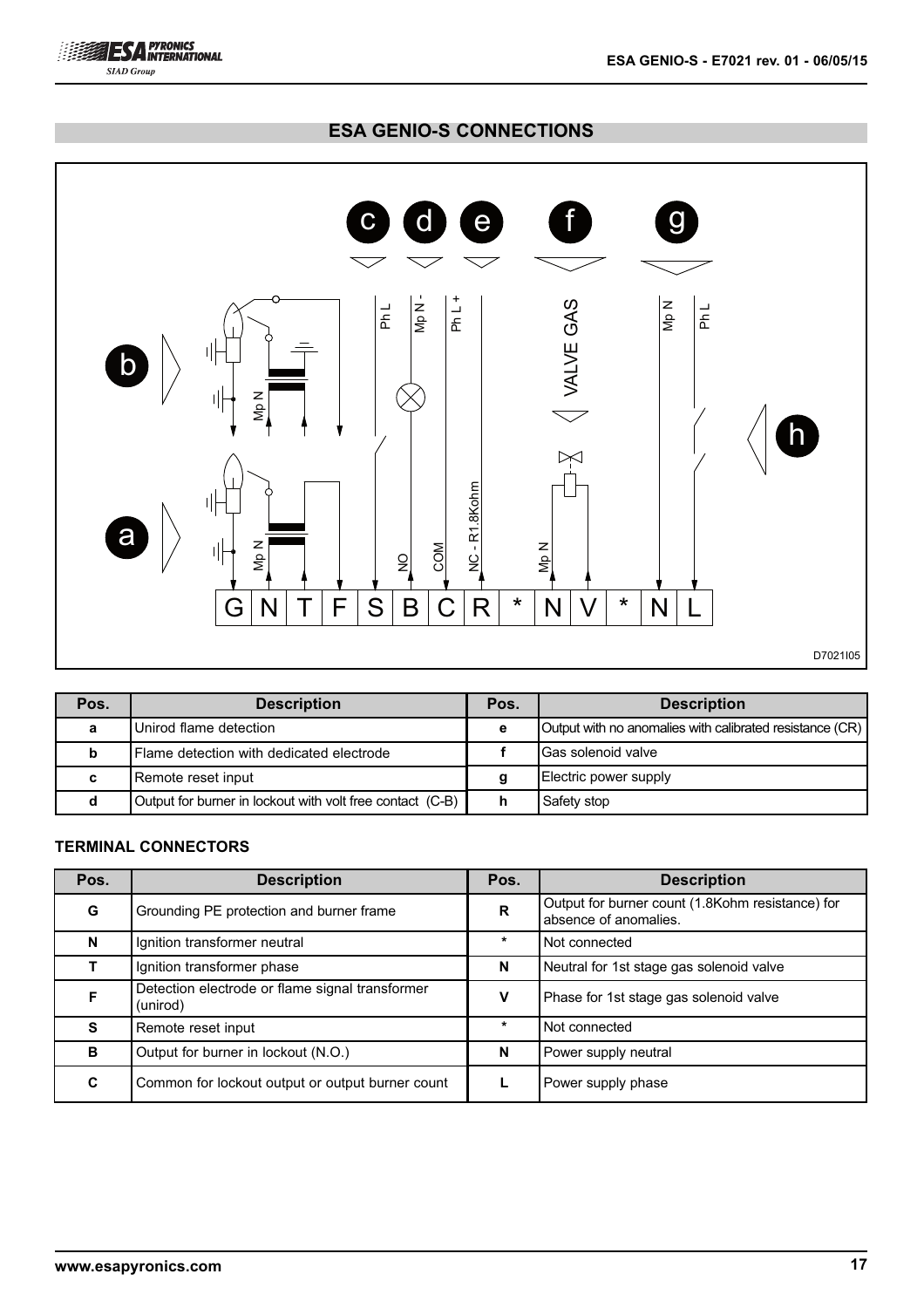## ESA GENIO-S CONNECTIONS

| Pos. | Description | Pos. | Description |
|---|---|---|---|
| a | Unirod flame detection | e | Output with no anomalies with calibrated resistance (CR) |
| b | Flame detection with dedicated electrode | f | Gas solenoid valve |
| c | Remote reset input | g | Electric power supply |
| d | Output for burner in lockout with volt free contact (C-B) | h | Safety stop |

### TERMINAL CONNECTORS

| Pos. | Description | Pos. | Description |
|---|---|---|---|
| G | Grounding PE protection and burner frame | R | Output for burner count (1.8Kohm resistance) for absence of anomalies. |
| N | Ignition transformer neutral | * | Not connected |
| T | Ignition transformer phase | N | Neutral for 1st stage gas solenoid valve |
| F | Detection electrode or flame signal transformer (unirod) | V | Phase for 1st stage gas solenoid valve |
| S | Remote reset input | * | Not connected |
| B | Output for burner in lockout (N.O.) | N | Power supply neutral |
| C | Common for lockout output or output burner count | L | Power supply phase |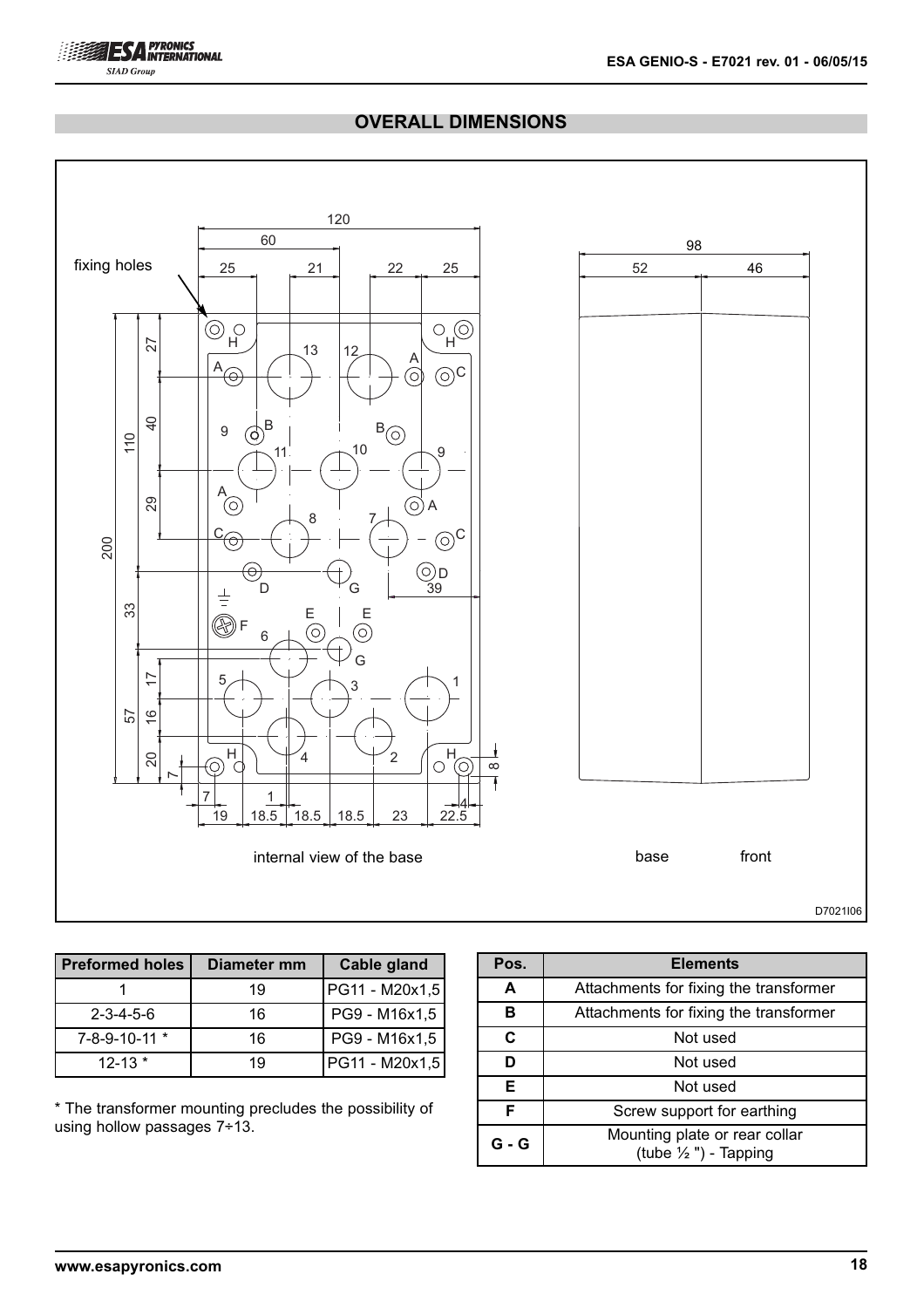## OVERALL DIMENSIONS

| Preformed holes | Diameter mm | Cable gland |
|---|---|---|
| 1 | 19 | PG11 - M20x1,5 |
| 2-3-4-5-6 | 16 | PG9 - M16x1,5 |
| 7-8-9-10-11 * | 16 | PG9 - M16x1,5 |
| 12-13 * | 19 | PG11 - M20x1,5 |

* The transformer mounting precludes the possibility of using hollow passages 7÷13.

| Pos. | Elements |
|---|---|
| A | Attachments for fixing the transformer |
| B | Attachments for fixing the transformer |
| C | Not used |
| D | Not used |
| E | Not used |
| F | Screw support for earthing |
| G - G | Mounting plate or rear collar (tube ½ ") - Tapping |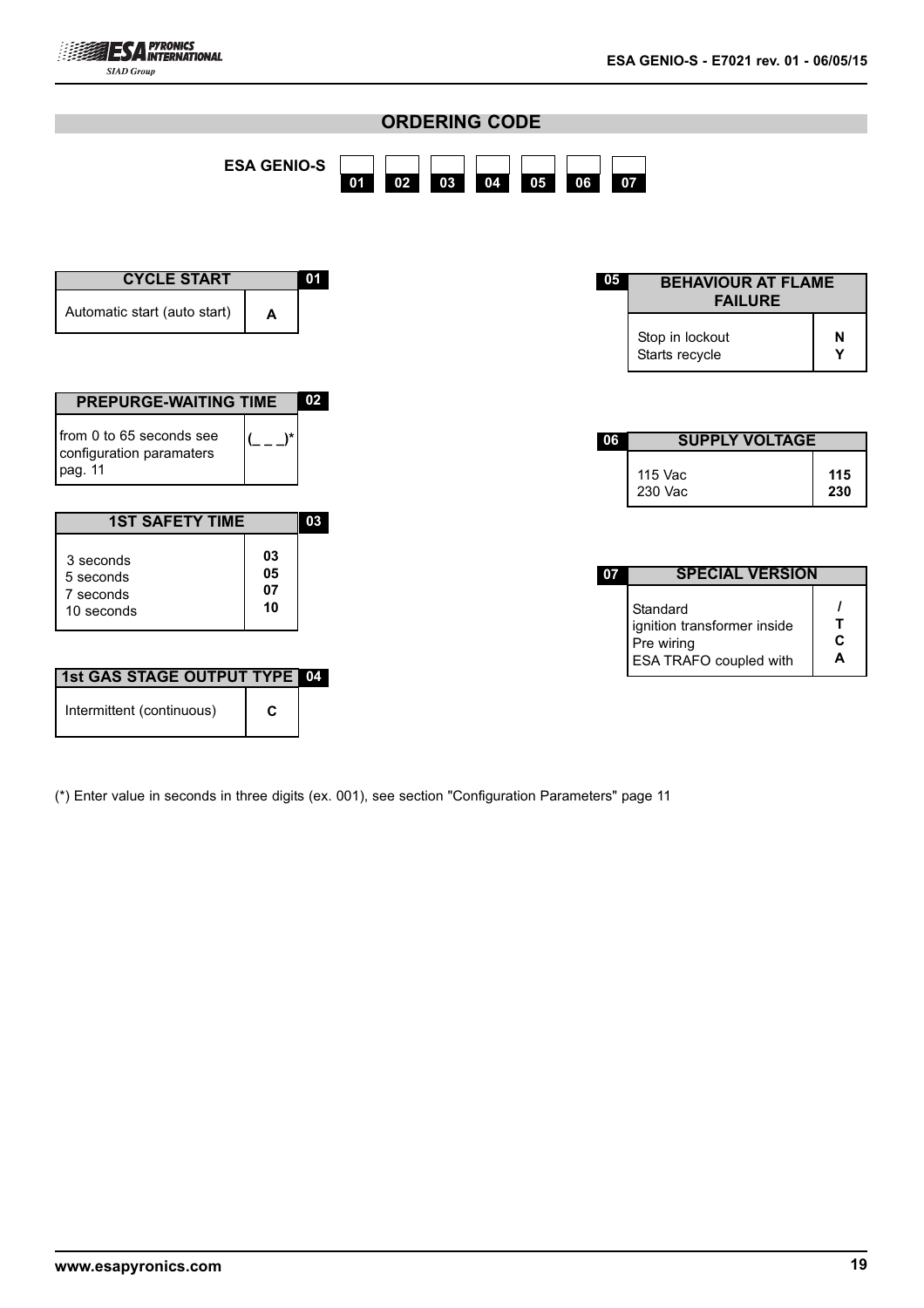## ORDERING CODE

ESA GENIO-S [01] [02] [03] [04] [05] [06] [07]

| CYCLE START | 01 |
|---|---|
| Automatic start (auto start) | A |

| PREPURGE-WAITING TIME | 02 |
|---|---|
| from 0 to 65 seconds see configuration paramaters pag. 11 | (_ _ _)* |

| 1ST SAFETY TIME | 03 |
|---|---|
| 3 seconds | 03 |
| 5 seconds | 05 |
| 7 seconds | 07 |
| 10 seconds | 10 |

| 1st GAS STAGE OUTPUT TYPE | 04 |
|---|---|
| Intermittent (continuous) | C |

| 05 BEHAVIOUR AT FLAME FAILURE | |
|---|---|
| Stop in lockout | N |
| Starts recycle | Y |

| 06 SUPPLY VOLTAGE | |
|---|---|
| 115 Vac | 115 |
| 230 Vac | 230 |

| 07 SPECIAL VERSION | |
|---|---|
| Standard | / |
| ignition transformer inside | T |
| Pre wiring | C |
| ESA TRAFO coupled with | A |

(*) Enter value in seconds in three digits (ex. 001), see section "Configuration Parameters" page 11